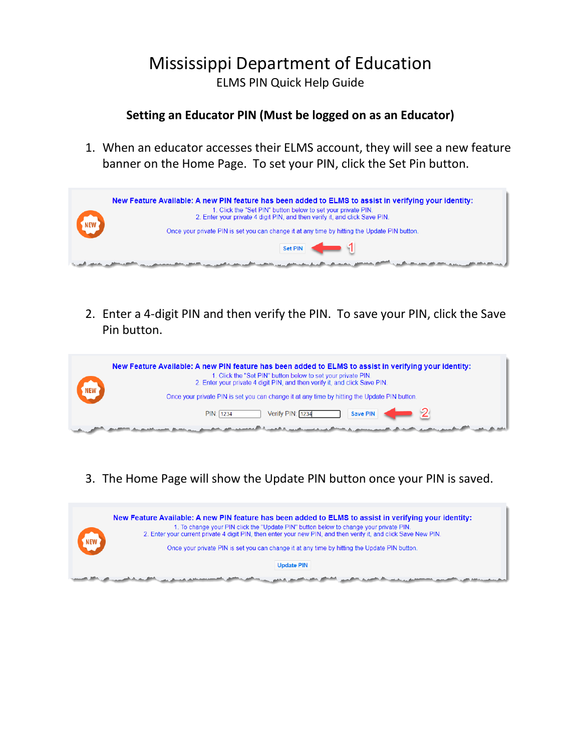# Mississippi Department of Education

ELMS PIN Quick Help Guide

### Setting an Educator PIN (Must be logged on as an Educator)

1. When an educator accesses their ELMS account, they will see a new feature banner on the Home Page. To set your PIN, click the Set Pin button.

**New Feature Available: A new PIN feature has been added to ELMS to assist in verifying your identity:**

1. Click the "Set PIN" button below to set your private PIN.
2. Enter your private 4 digit PIN, and then verify it, and click Save PIN.

Once your private PIN is set you can change it at any time by hitting the Update PIN button.

Set PIN ← 1

2. Enter a 4-digit PIN and then verify the PIN. To save your PIN, click the Save Pin button.

**New Feature Available: A new PIN feature has been added to ELMS to assist in verifying your identity:**

1. Click the "Set PIN" button below to set your private PIN.
2. Enter your private 4 digit PIN, and then verify it, and click Save PIN.

Once your private PIN is set you can change it at any time by hitting the Update PIN button.

PIN: 1234 Verify PIN: 1234 Save PIN ← 2

3. The Home Page will show the Update PIN button once your PIN is saved.

**New Feature Available: A new PIN feature has been added to ELMS to assist in verifying your identity:**

1. To change your PIN click the "Update PIN" button below to change your private PIN.
2. Enter your current private 4 digit PIN, then enter your new PIN, and then verify it, and click Save New PIN.

Once your private PIN is set you can change it at any time by hitting the Update PIN button.

Update PIN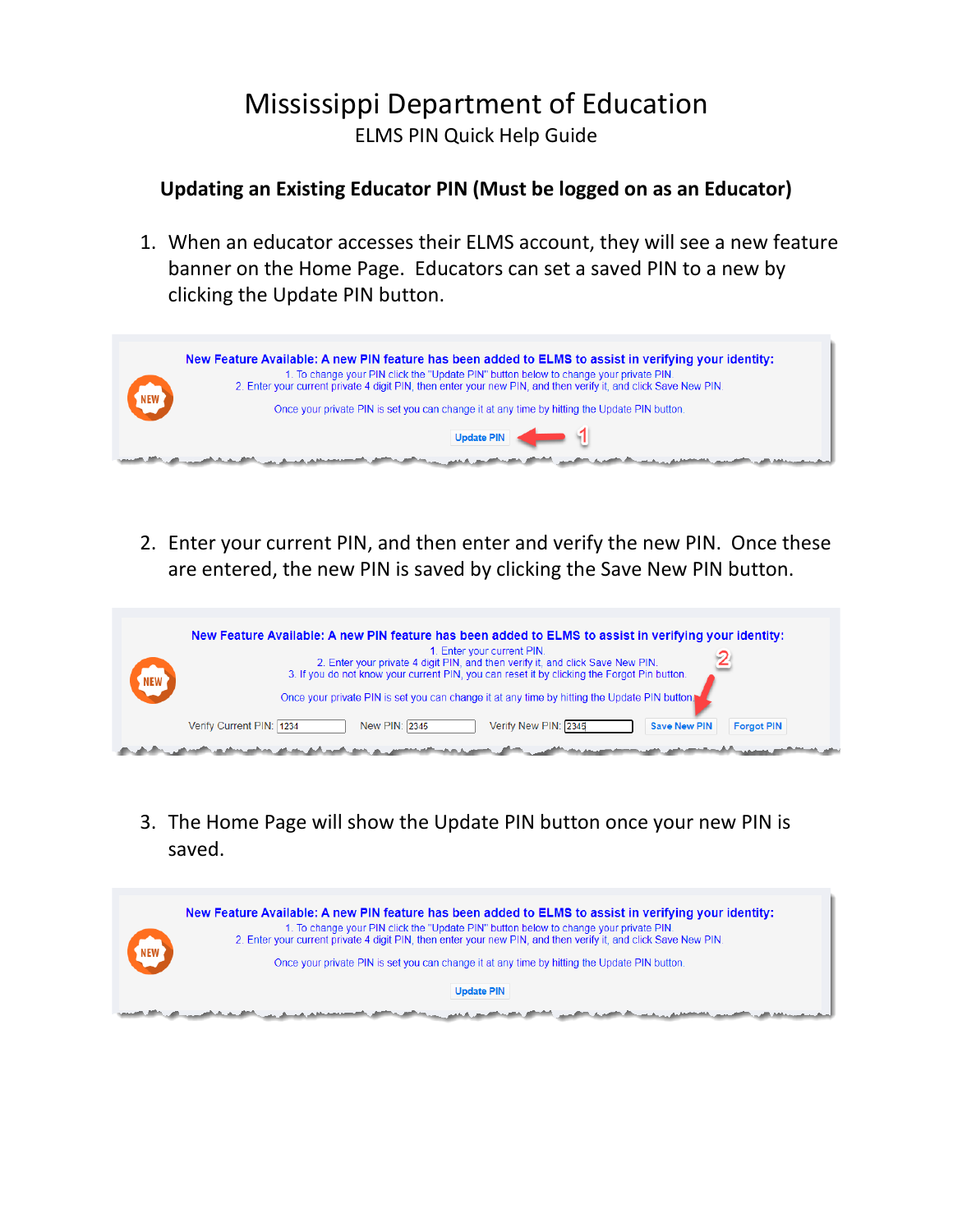# Mississippi Department of Education

ELMS PIN Quick Help Guide

**Updating an Existing Educator PIN (Must be logged on as an Educator)**

1. When an educator accesses their ELMS account, they will see a new feature banner on the Home Page. Educators can set a saved PIN to a new by clicking the Update PIN button.

**New Feature Available: A new PIN feature has been added to ELMS to assist in verifying your identity:**

1. To change your PIN click the "Update PIN" button below to change your private PIN.
2. Enter your current private 4 digit PIN, then enter your new PIN, and then verify it, and click Save New PIN.

Once your private PIN is set you can change it at any time by hitting the Update PIN button.

Update PIN ← 1

2. Enter your current PIN, and then enter and verify the new PIN. Once these are entered, the new PIN is saved by clicking the Save New PIN button.

**New Feature Available: A new PIN feature has been added to ELMS to assist in verifying your identity:**

1. Enter your current PIN.
2. Enter your private 4 digit PIN, and then verify it, and click Save New PIN.
3. If you do not know your current PIN, you can reset it by clicking the Forgot Pin button.

Once your private PIN is set you can change it at any time by hitting the Update PIN button.

Verify Current PIN: 1234 New PIN: 2345 Verify New PIN: 2345 Save New PIN ← 2 Forgot PIN

3. The Home Page will show the Update PIN button once your new PIN is saved.

**New Feature Available: A new PIN feature has been added to ELMS to assist in verifying your identity:**

1. To change your PIN click the "Update PIN" button below to change your private PIN.
2. Enter your current private 4 digit PIN, then enter your new PIN, and then verify it, and click Save New PIN.

Once your private PIN is set you can change it at any time by hitting the Update PIN button.

Update PIN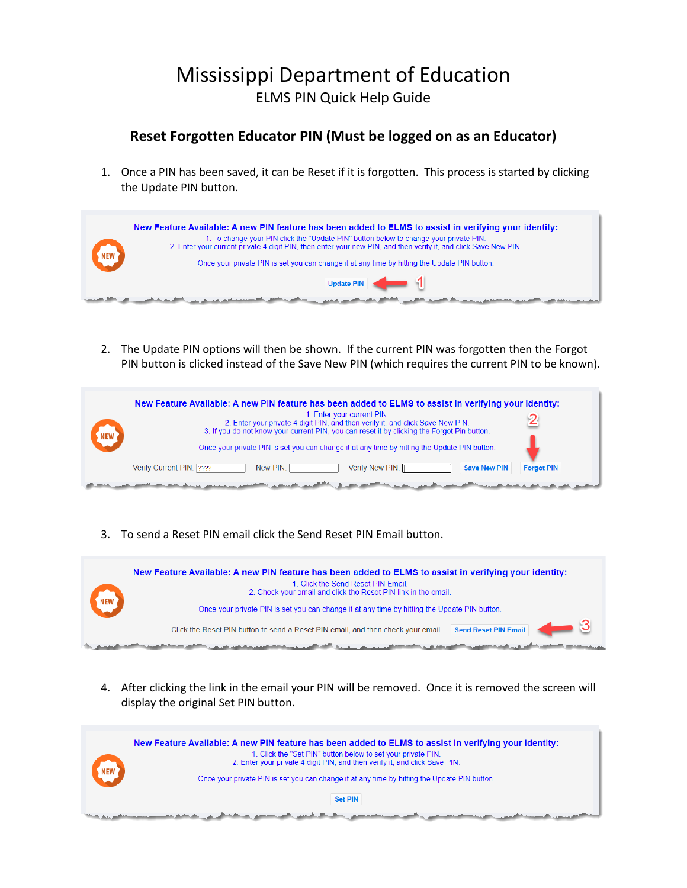# Mississippi Department of Education

ELMS PIN Quick Help Guide

## Reset Forgotten Educator PIN (Must be logged on as an Educator)

1. Once a PIN has been saved, it can be Reset if it is forgotten. This process is started by clicking the Update PIN button.

New Feature Available: A new PIN feature has been added to ELMS to assist in verifying your identity:

1. To change your PIN click the "Update PIN" button below to change your private PIN.
2. Enter your current private 4 digit PIN, then enter your new PIN, and then verify it, and click Save New PIN.

Once your private PIN is set you can change it at any time by hitting the Update PIN button.

Update PIN ← 1

2. The Update PIN options will then be shown. If the current PIN was forgotten then the Forgot PIN button is clicked instead of the Save New PIN (which requires the current PIN to be known).

New Feature Available: A new PIN feature has been added to ELMS to assist in verifying your identity:

1. Enter your current PIN.
2. Enter your private 4 digit PIN, and then verify it, and click Save New PIN.
3. If you do not know your current PIN, you can reset it by clicking the Forgot Pin button.

Once your private PIN is set you can change it at any time by hitting the Update PIN button.

Verify Current PIN: ???? New PIN: Verify New PIN: Save New PIN Forgot PIN (2)

3. To send a Reset PIN email click the Send Reset PIN Email button.

New Feature Available: A new PIN feature has been added to ELMS to assist in verifying your identity:

1. Click the Send Reset PIN Email.
2. Check your email and click the Reset PIN link in the email.

Once your private PIN is set you can change it at any time by hitting the Update PIN button.

Click the Reset PIN button to send a Reset PIN email, and then check your email. Send Reset PIN Email ← 3

4. After clicking the link in the email your PIN will be removed. Once it is removed the screen will display the original Set PIN button.

New Feature Available: A new PIN feature has been added to ELMS to assist in verifying your identity:

1. Click the "Set PIN" button below to set your private PIN.
2. Enter your private 4 digit PIN, and then verify it, and click Save PIN.

Once your private PIN is set you can change it at any time by hitting the Update PIN button.

Set PIN